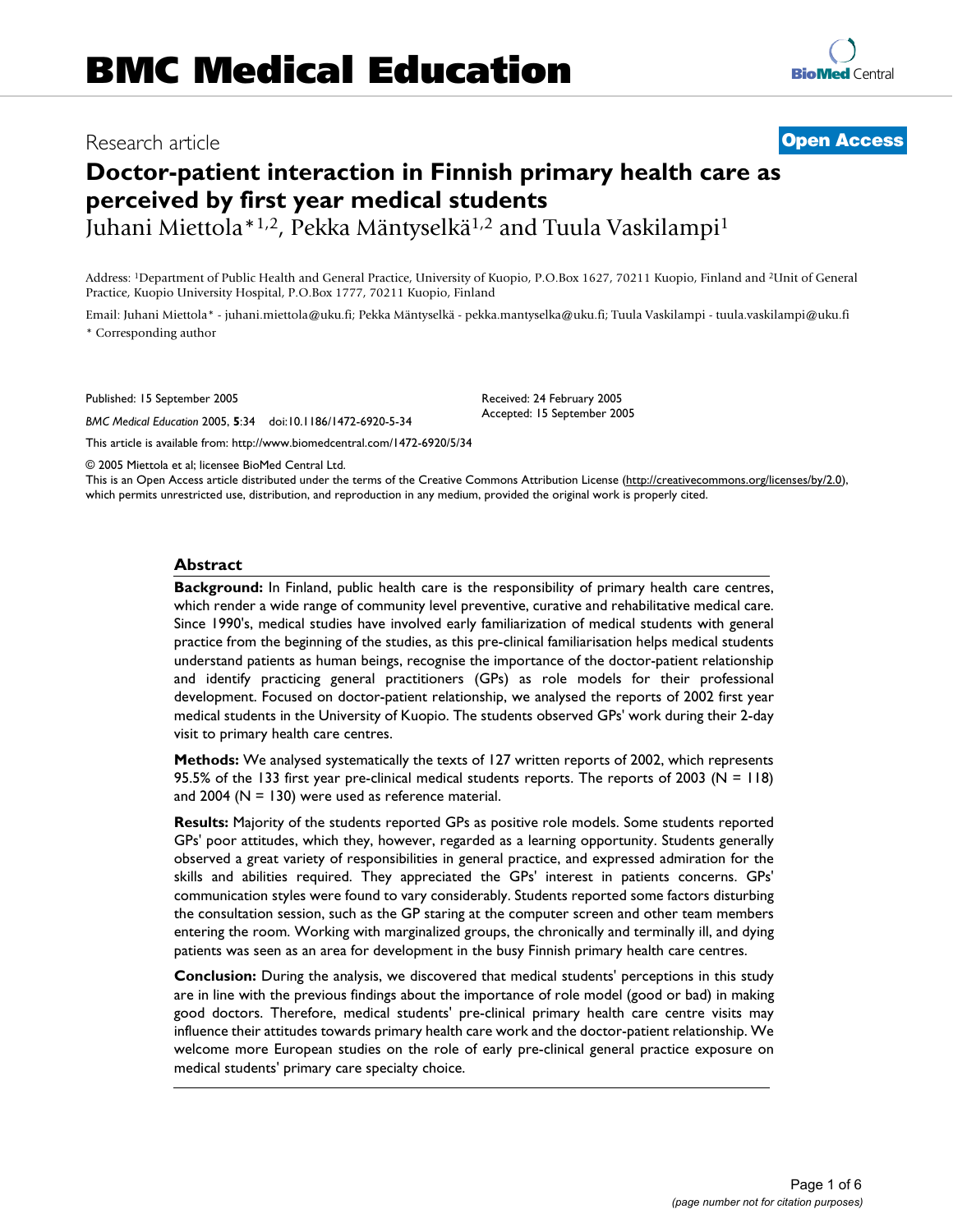Research article

**Open Access**

# Doctor-patient interaction in Finnish primary health care as perceived by first year medical students

Juhani Miettola*[1,2], Pekka Mäntyselkä[1,2] and Tuula Vaskilampi[1]

Address: [1]Department of Public Health and General Practice, University of Kuopio, P.O.Box 1627, 70211 Kuopio, Finland and [2]Unit of General Practice, Kuopio University Hospital, P.O.Box 1777, 70211 Kuopio, Finland

Email: Juhani Miettola* - juhani.miettola@uku.fi; Pekka Mäntyselkä - pekka.mantyselka@uku.fi; Tuula Vaskilampi - tuula.vaskilampi@uku.fi

\* Corresponding author

Published: 15 September 2005

*BMC Medical Education* 2005, **5**:34 doi:10.1186/1472-6920-5-34

Received: 24 February 2005
Accepted: 15 September 2005

This article is available from: http://www.biomedcentral.com/1472-6920/5/34

© 2005 Miettola et al; licensee BioMed Central Ltd.
This is an Open Access article distributed under the terms of the Creative Commons Attribution License (http://creativecommons.org/licenses/by/2.0), which permits unrestricted use, distribution, and reproduction in any medium, provided the original work is properly cited.

## Abstract

**Background:** In Finland, public health care is the responsibility of primary health care centres, which render a wide range of community level preventive, curative and rehabilitative medical care. Since 1990's, medical studies have involved early familiarization of medical students with general practice from the beginning of the studies, as this pre-clinical familiarisation helps medical students understand patients as human beings, recognise the importance of the doctor-patient relationship and identify practicing general practitioners (GPs) as role models for their professional development. Focused on doctor-patient relationship, we analysed the reports of 2002 first year medical students in the University of Kuopio. The students observed GPs' work during their 2-day visit to primary health care centres.

**Methods:** We analysed systematically the texts of 127 written reports of 2002, which represents 95.5% of the 133 first year pre-clinical medical students reports. The reports of 2003 (N = 118) and 2004 (N = 130) were used as reference material.

**Results:** Majority of the students reported GPs as positive role models. Some students reported GPs' poor attitudes, which they, however, regarded as a learning opportunity. Students generally observed a great variety of responsibilities in general practice, and expressed admiration for the skills and abilities required. They appreciated the GPs' interest in patients concerns. GPs' communication styles were found to vary considerably. Students reported some factors disturbing the consultation session, such as the GP staring at the computer screen and other team members entering the room. Working with marginalized groups, the chronically and terminally ill, and dying patients was seen as an area for development in the busy Finnish primary health care centres.

**Conclusion:** During the analysis, we discovered that medical students' perceptions in this study are in line with the previous findings about the importance of role model (good or bad) in making good doctors. Therefore, medical students' pre-clinical primary health care centre visits may influence their attitudes towards primary health care work and the doctor-patient relationship. We welcome more European studies on the role of early pre-clinical general practice exposure on medical students' primary care specialty choice.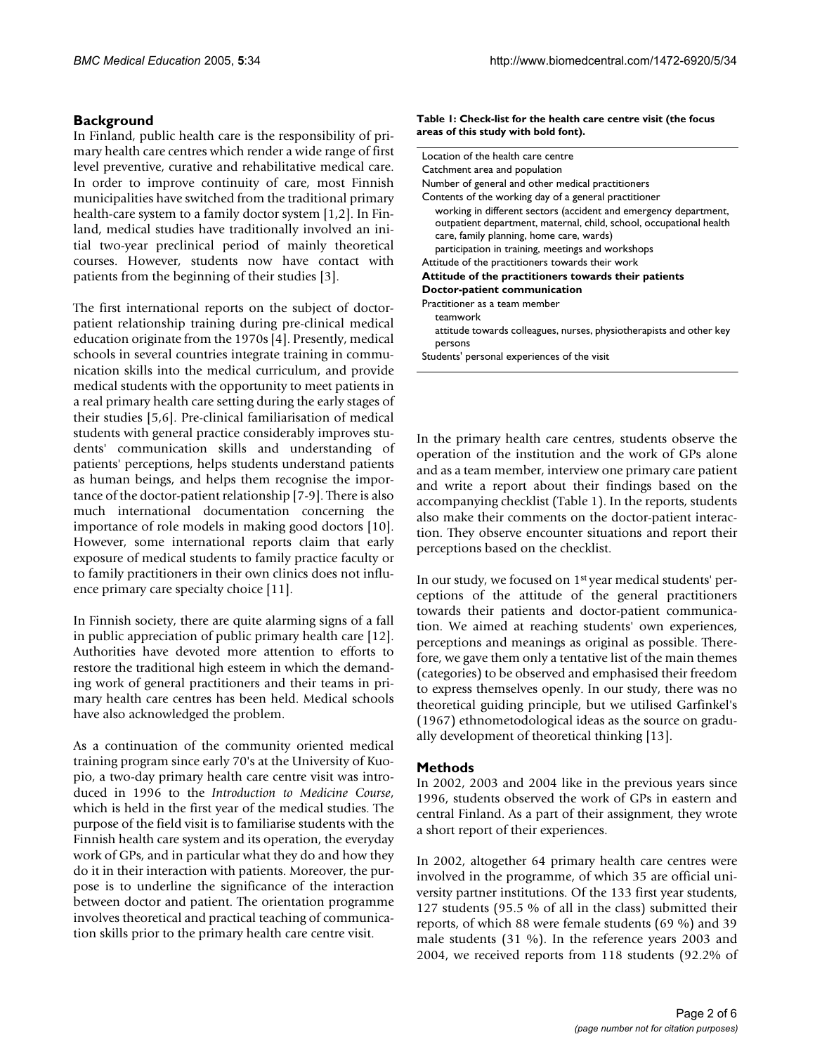## Background

In Finland, public health care is the responsibility of primary health care centres which render a wide range of first level preventive, curative and rehabilitative medical care. In order to improve continuity of care, most Finnish municipalities have switched from the traditional primary health-care system to a family doctor system [1,2]. In Finland, medical studies have traditionally involved an initial two-year preclinical period of mainly theoretical courses. However, students now have contact with patients from the beginning of their studies [3].

The first international reports on the subject of doctor-patient relationship training during pre-clinical medical education originate from the 1970s [4]. Presently, medical schools in several countries integrate training in communication skills into the medical curriculum, and provide medical students with the opportunity to meet patients in a real primary health care setting during the early stages of their studies [5,6]. Pre-clinical familiarisation of medical students with general practice considerably improves students' communication skills and understanding of patients' perceptions, helps students understand patients as human beings, and helps them recognise the importance of the doctor-patient relationship [7-9]. There is also much international documentation concerning the importance of role models in making good doctors [10]. However, some international reports claim that early exposure of medical students to family practice faculty or to family practitioners in their own clinics does not influence primary care specialty choice [11].

In Finnish society, there are quite alarming signs of a fall in public appreciation of public primary health care [12]. Authorities have devoted more attention to efforts to restore the traditional high esteem in which the demanding work of general practitioners and their teams in primary health care centres has been held. Medical schools have also acknowledged the problem.

As a continuation of the community oriented medical training program since early 70's at the University of Kuopio, a two-day primary health care centre visit was introduced in 1996 to the *Introduction to Medicine Course*, which is held in the first year of the medical studies. The purpose of the field visit is to familiarise students with the Finnish health care system and its operation, the everyday work of GPs, and in particular what they do and how they do it in their interaction with patients. Moreover, the purpose is to underline the significance of the interaction between doctor and patient. The orientation programme involves theoretical and practical teaching of communication skills prior to the primary health care centre visit.

**Table 1: Check-list for the health care centre visit (the focus areas of this study with bold font).**

| |
|---|
| Location of the health care centre |
| Catchment area and population |
| Number of general and other medical practitioners |
| Contents of the working day of a general practitioner |
| working in different sectors (accident and emergency department, outpatient department, maternal, child, school, occupational health care, family planning, home care, wards) |
| participation in training, meetings and workshops |
| Attitude of the practitioners towards their work |
| **Attitude of the practitioners towards their patients** |
| **Doctor-patient communication** |
| Practitioner as a team member |
| teamwork |
| attitude towards colleagues, nurses, physiotherapists and other key persons |
| Students' personal experiences of the visit |

In the primary health care centres, students observe the operation of the institution and the work of GPs alone and as a team member, interview one primary care patient and write a report about their findings based on the accompanying checklist (Table 1). In the reports, students also make their comments on the doctor-patient interaction. They observe encounter situations and report their perceptions based on the checklist.

In our study, we focused on 1st year medical students' perceptions of the attitude of the general practitioners towards their patients and doctor-patient communication. We aimed at reaching students' own experiences, perceptions and meanings as original as possible. Therefore, we gave them only a tentative list of the main themes (categories) to be observed and emphasised their freedom to express themselves openly. In our study, there was no theoretical guiding principle, but we utilised Garfinkel's (1967) ethnometodological ideas as the source on gradually development of theoretical thinking [13].

## Methods

In 2002, 2003 and 2004 like in the previous years since 1996, students observed the work of GPs in eastern and central Finland. As a part of their assignment, they wrote a short report of their experiences.

In 2002, altogether 64 primary health care centres were involved in the programme, of which 35 are official university partner institutions. Of the 133 first year students, 127 students (95.5 % of all in the class) submitted their reports, of which 88 were female students (69 %) and 39 male students (31 %). In the reference years 2003 and 2004, we received reports from 118 students (92.2% of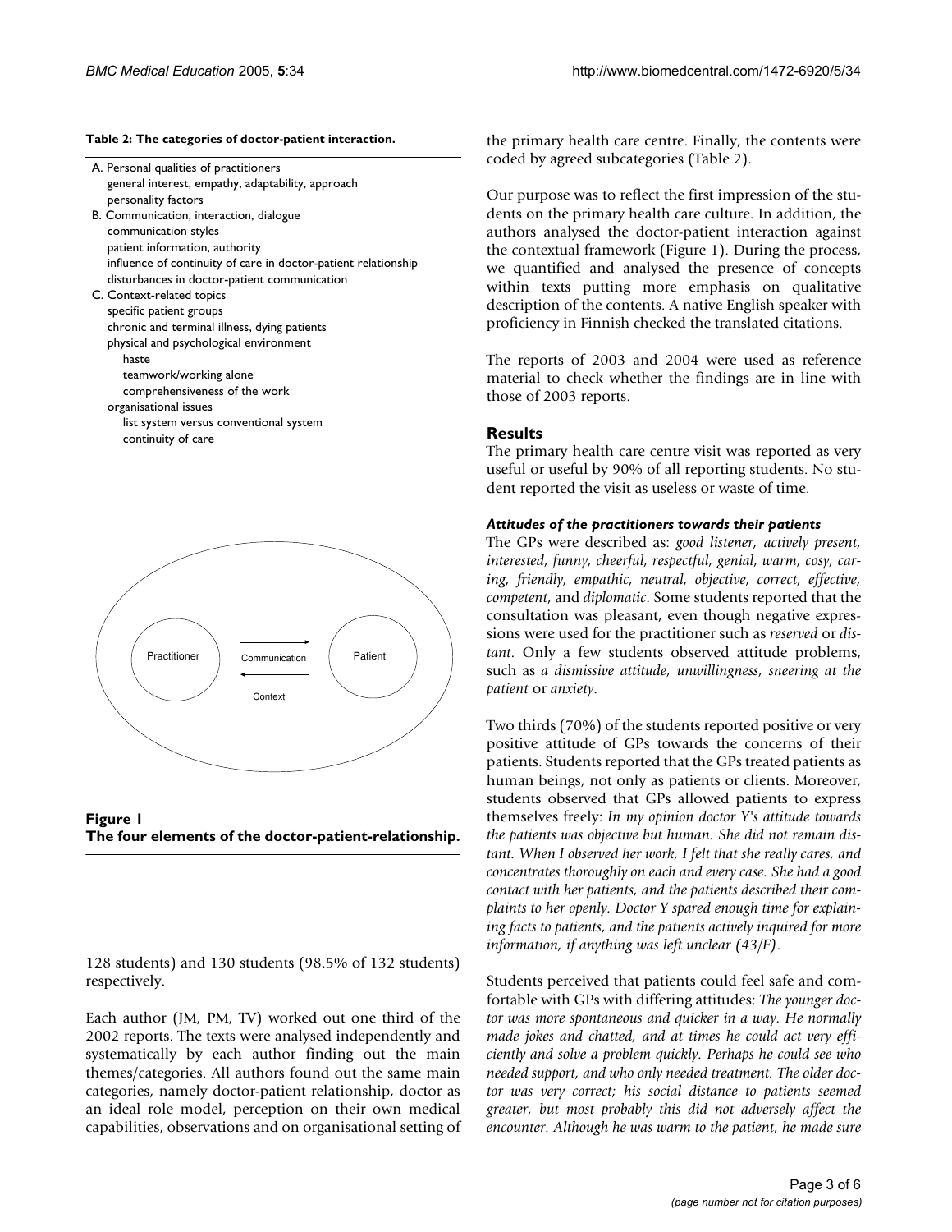**Table 2: The categories of doctor-patient interaction.**

| |
|---|
| A. Personal qualities of practitioners |
| general interest, empathy, adaptability, approach |
| personality factors |
| B. Communication, interaction, dialogue |
| communication styles |
| patient information, authority |
| influence of continuity of care in doctor-patient relationship |
| disturbances in doctor-patient communication |
| C. Context-related topics |
| specific patient groups |
| chronic and terminal illness, dying patients |
| physical and psychological environment |
| haste |
| teamwork/working alone |
| comprehensiveness of the work |
| organisational issues |
| list system versus conventional system |
| continuity of care |

Practitioner

Communication

Patient

Context

**Figure 1**
**The four elements of the doctor-patient-relationship.**

128 students) and 130 students (98.5% of 132 students) respectively.

Each author (JM, PM, TV) worked out one third of the 2002 reports. The texts were analysed independently and systematically by each author finding out the main themes/categories. All authors found out the same main categories, namely doctor-patient relationship, doctor as an ideal role model, perception on their own medical capabilities, observations and on organisational setting of the primary health care centre. Finally, the contents were coded by agreed subcategories (Table 2).

Our purpose was to reflect the first impression of the students on the primary health care culture. In addition, the authors analysed the doctor-patient interaction against the contextual framework (Figure 1). During the process, we quantified and analysed the presence of concepts within texts putting more emphasis on qualitative description of the contents. A native English speaker with proficiency in Finnish checked the translated citations.

The reports of 2003 and 2004 were used as reference material to check whether the findings are in line with those of 2003 reports.

## Results

The primary health care centre visit was reported as very useful or useful by 90% of all reporting students. No student reported the visit as useless or waste of time.

### *Attitudes of the practitioners towards their patients*

The GPs were described as: *good listener, actively present, interested, funny, cheerful, respectful, genial, warm, cosy, caring, friendly, empathic, neutral, objective, correct, effective, competent*, and *diplomatic*. Some students reported that the consultation was pleasant, even though negative expressions were used for the practitioner such as *reserved* or *distant*. Only a few students observed attitude problems, such as *a dismissive attitude, unwillingness, sneering at the patient* or *anxiety*.

Two thirds (70%) of the students reported positive or very positive attitude of GPs towards the concerns of their patients. Students reported that the GPs treated patients as human beings, not only as patients or clients. Moreover, students observed that GPs allowed patients to express themselves freely: *In my opinion doctor Y's attitude towards the patients was objective but human. She did not remain distant. When I observed her work, I felt that she really cares, and concentrates thoroughly on each and every case. She had a good contact with her patients, and the patients described their complaints to her openly. Doctor Y spared enough time for explaining facts to patients, and the patients actively inquired for more information, if anything was left unclear (43/F)*.

Students perceived that patients could feel safe and comfortable with GPs with differing attitudes: *The younger doctor was more spontaneous and quicker in a way. He normally made jokes and chatted, and at times he could act very efficiently and solve a problem quickly. Perhaps he could see who needed support, and who only needed treatment. The older doctor was very correct; his social distance to patients seemed greater, but most probably this did not adversely affect the encounter. Although he was warm to the patient, he made sure*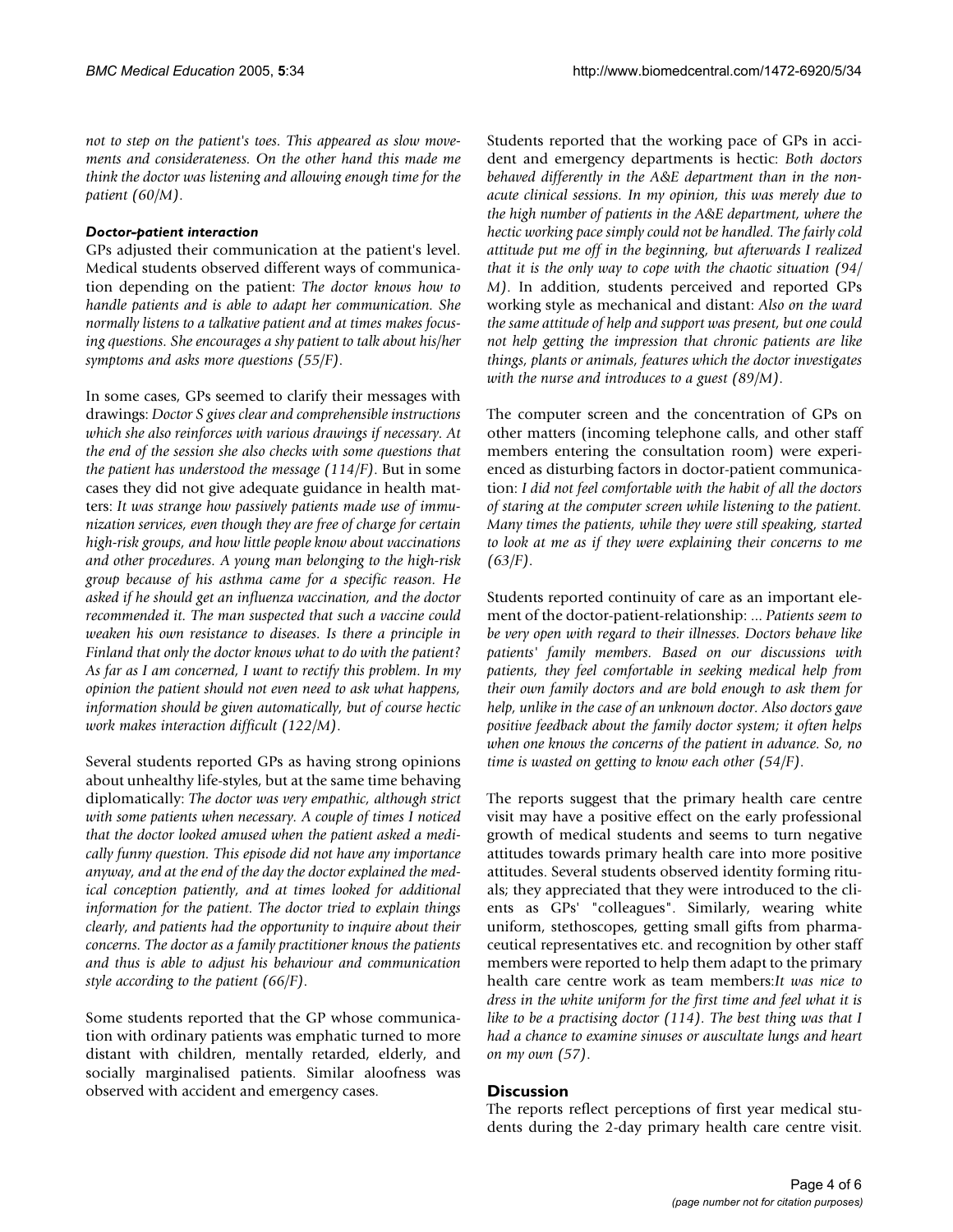*not to step on the patient's toes. This appeared as slow movements and considerateness. On the other hand this made me think the doctor was listening and allowing enough time for the patient (60/M).*

#### *Doctor-patient interaction*

GPs adjusted their communication at the patient's level. Medical students observed different ways of communication depending on the patient: *The doctor knows how to handle patients and is able to adapt her communication. She normally listens to a talkative patient and at times makes focusing questions. She encourages a shy patient to talk about his/her symptoms and asks more questions (55/F).*

In some cases, GPs seemed to clarify their messages with drawings: *Doctor S gives clear and comprehensible instructions which she also reinforces with various drawings if necessary. At the end of the session she also checks with some questions that the patient has understood the message (114/F).* But in some cases they did not give adequate guidance in health matters: *It was strange how passively patients made use of immunization services, even though they are free of charge for certain high-risk groups, and how little people know about vaccinations and other procedures. A young man belonging to the high-risk group because of his asthma came for a specific reason. He asked if he should get an influenza vaccination, and the doctor recommended it. The man suspected that such a vaccine could weaken his own resistance to diseases. Is there a principle in Finland that only the doctor knows what to do with the patient? As far as I am concerned, I want to rectify this problem. In my opinion the patient should not even need to ask what happens, information should be given automatically, but of course hectic work makes interaction difficult (122/M).*

Several students reported GPs as having strong opinions about unhealthy life-styles, but at the same time behaving diplomatically: *The doctor was very empathic, although strict with some patients when necessary. A couple of times I noticed that the doctor looked amused when the patient asked a medically funny question. This episode did not have any importance anyway, and at the end of the day the doctor explained the medical conception patiently, and at times looked for additional information for the patient. The doctor tried to explain things clearly, and patients had the opportunity to inquire about their concerns. The doctor as a family practitioner knows the patients and thus is able to adjust his behaviour and communication style according to the patient (66/F).*

Some students reported that the GP whose communication with ordinary patients was emphatic turned to more distant with children, mentally retarded, elderly, and socially marginalised patients. Similar aloofness was observed with accident and emergency cases.

Students reported that the working pace of GPs in accident and emergency departments is hectic: *Both doctors behaved differently in the A&E department than in the non-acute clinical sessions. In my opinion, this was merely due to the high number of patients in the A&E department, where the hectic working pace simply could not be handled. The fairly cold attitude put me off in the beginning, but afterwards I realized that it is the only way to cope with the chaotic situation (94/M).* In addition, students perceived and reported GPs working style as mechanical and distant: *Also on the ward the same attitude of help and support was present, but one could not help getting the impression that chronic patients are like things, plants or animals, features which the doctor investigates with the nurse and introduces to a guest (89/M).*

The computer screen and the concentration of GPs on other matters (incoming telephone calls, and other staff members entering the consultation room) were experienced as disturbing factors in doctor-patient communication: *I did not feel comfortable with the habit of all the doctors of staring at the computer screen while listening to the patient. Many times the patients, while they were still speaking, started to look at me as if they were explaining their concerns to me (63/F).*

Students reported continuity of care as an important element of the doctor-patient-relationship: *... Patients seem to be very open with regard to their illnesses. Doctors behave like patients' family members. Based on our discussions with patients, they feel comfortable in seeking medical help from their own family doctors and are bold enough to ask them for help, unlike in the case of an unknown doctor. Also doctors gave positive feedback about the family doctor system; it often helps when one knows the concerns of the patient in advance. So, no time is wasted on getting to know each other (54/F).*

The reports suggest that the primary health care centre visit may have a positive effect on the early professional growth of medical students and seems to turn negative attitudes towards primary health care into more positive attitudes. Several students observed identity forming rituals; they appreciated that they were introduced to the clients as GPs' "colleagues". Similarly, wearing white uniform, stethoscopes, getting small gifts from pharmaceutical representatives etc. and recognition by other staff members were reported to help them adapt to the primary health care centre work as team members:*It was nice to dress in the white uniform for the first time and feel what it is like to be a practising doctor (114). The best thing was that I had a chance to examine sinuses or auscultate lungs and heart on my own (57).*

## Discussion

The reports reflect perceptions of first year medical students during the 2-day primary health care centre visit.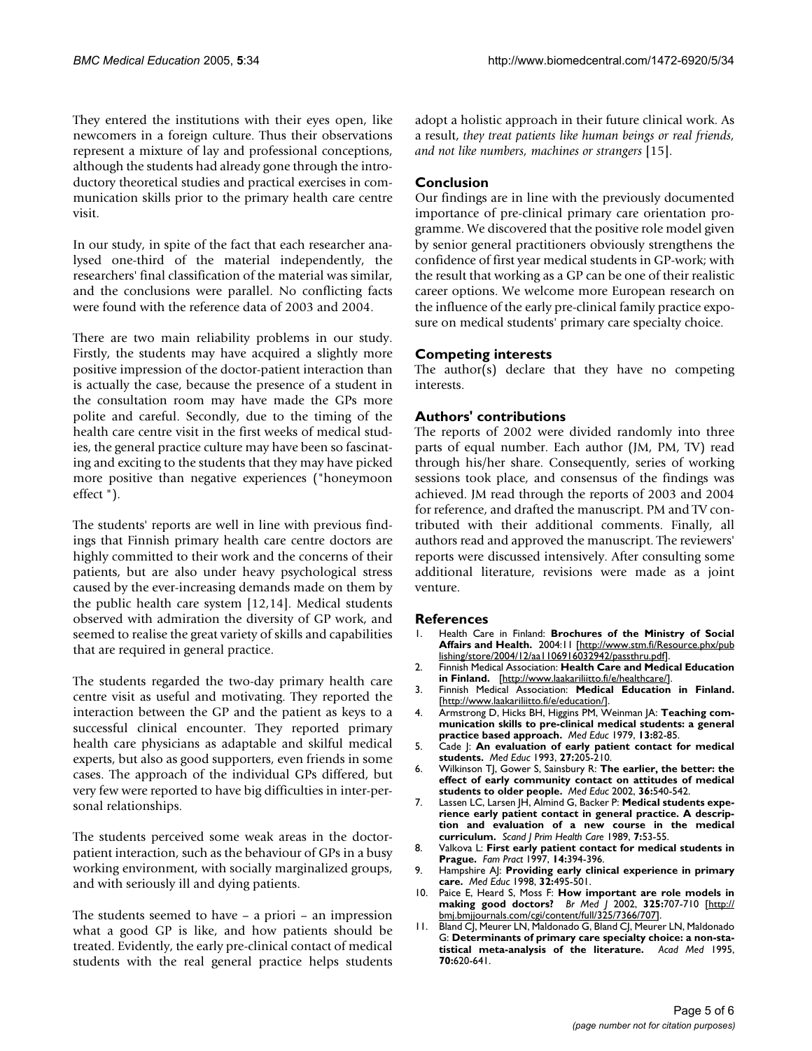They entered the institutions with their eyes open, like newcomers in a foreign culture. Thus their observations represent a mixture of lay and professional conceptions, although the students had already gone through the introductory theoretical studies and practical exercises in communication skills prior to the primary health care centre visit.

In our study, in spite of the fact that each researcher analysed one-third of the material independently, the researchers' final classification of the material was similar, and the conclusions were parallel. No conflicting facts were found with the reference data of 2003 and 2004.

There are two main reliability problems in our study. Firstly, the students may have acquired a slightly more positive impression of the doctor-patient interaction than is actually the case, because the presence of a student in the consultation room may have made the GPs more polite and careful. Secondly, due to the timing of the health care centre visit in the first weeks of medical studies, the general practice culture may have been so fascinating and exciting to the students that they may have picked more positive than negative experiences ("honeymoon effect ").

The students' reports are well in line with previous findings that Finnish primary health care centre doctors are highly committed to their work and the concerns of their patients, but are also under heavy psychological stress caused by the ever-increasing demands made on them by the public health care system [12,14]. Medical students observed with admiration the diversity of GP work, and seemed to realise the great variety of skills and capabilities that are required in general practice.

The students regarded the two-day primary health care centre visit as useful and motivating. They reported the interaction between the GP and the patient as keys to a successful clinical encounter. They reported primary health care physicians as adaptable and skilful medical experts, but also as good supporters, even friends in some cases. The approach of the individual GPs differed, but very few were reported to have big difficulties in inter-personal relationships.

The students perceived some weak areas in the doctor-patient interaction, such as the behaviour of GPs in a busy working environment, with socially marginalized groups, and with seriously ill and dying patients.

The students seemed to have – a priori – an impression what a good GP is like, and how patients should be treated. Evidently, the early pre-clinical contact of medical students with the real general practice helps students adopt a holistic approach in their future clinical work. As a result, *they treat patients like human beings or real friends, and not like numbers, machines or strangers* [15].

## Conclusion

Our findings are in line with the previously documented importance of pre-clinical primary care orientation programme. We discovered that the positive role model given by senior general practitioners obviously strengthens the confidence of first year medical students in GP-work; with the result that working as a GP can be one of their realistic career options. We welcome more European research on the influence of the early pre-clinical family practice exposure on medical students' primary care specialty choice.

## Competing interests

The author(s) declare that they have no competing interests.

## Authors' contributions

The reports of 2002 were divided randomly into three parts of equal number. Each author (JM, PM, TV) read through his/her share. Consequently, series of working sessions took place, and consensus of the findings was achieved. JM read through the reports of 2003 and 2004 for reference, and drafted the manuscript. PM and TV contributed with their additional comments. Finally, all authors read and approved the manuscript. The reviewers' reports were discussed intensively. After consulting some additional literature, revisions were made as a joint venture.

## References

1. Health Care in Finland: **Brochures of the Ministry of Social Affairs and Health.** 2004:11 [http://www.stm.fi/Resource.phx/publishing/store/2004/12/aa1106916032942/passthru.pdf].
2. Finnish Medical Association: **Health Care and Medical Education in Finland.** [http://www.laakariliitto.fi/e/healthcare/].
3. Finnish Medical Association: **Medical Education in Finland.** [http://www.laakariliitto.fi/e/education/].
4. Armstrong D, Hicks BH, Higgins PM, Weinman JA: **Teaching communication skills to pre-clinical medical students: a general practice based approach.** *Med Educ* 1979, **13:**82-85.
5. Cade J: **An evaluation of early patient contact for medical students.** *Med Educ* 1993, **27:**205-210.
6. Wilkinson TJ, Gower S, Sainsbury R: **The earlier, the better: the effect of early community contact on attitudes of medical students to older people.** *Med Educ* 2002, **36:**540-542.
7. Lassen LC, Larsen JH, Almind G, Backer P: **Medical students experience early patient contact in general practice. A description and evaluation of a new course in the medical curriculum.** *Scand J Prim Health Care* 1989, **7:**53-55.
8. Valkova L: **First early patient contact for medical students in Prague.** *Fam Pract* 1997, **14:**394-396.
9. Hampshire AJ: **Providing early clinical experience in primary care.** *Med Educ* 1998, **32:**495-501.
10. Paice E, Heard S, Moss F: **How important are role models in making good doctors?** *Br Med J* 2002, **325:**707-710 [http://bmj.bmjjournals.com/cgi/content/full/325/7366/707].
11. Bland CJ, Meurer LN, Maldonado G, Bland CJ, Meurer LN, Maldonado G: **Determinants of primary care specialty choice: a non-statistical meta-analysis of the literature.** *Acad Med* 1995, **70:**620-641.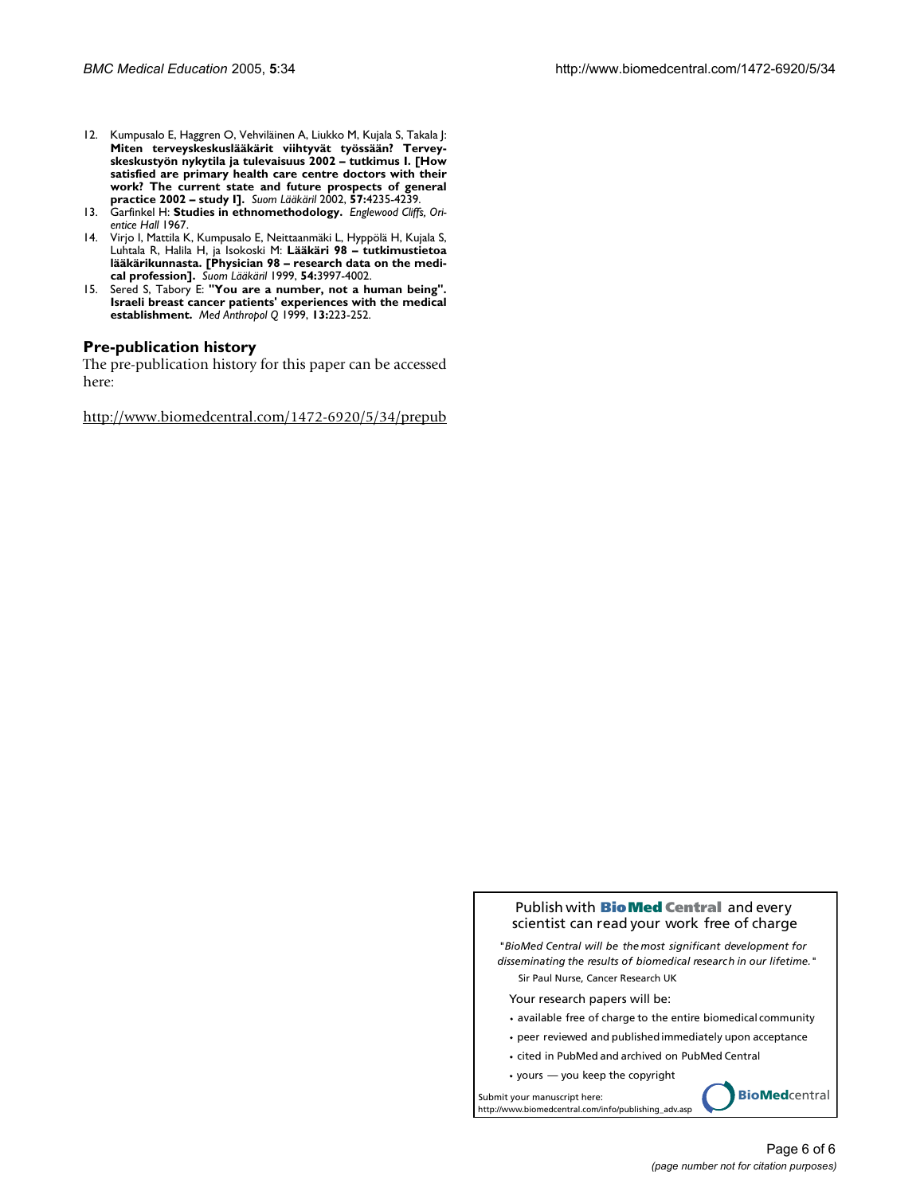12. Kumpusalo E, Haggren O, Vehviläinen A, Liukko M, Kujala S, Takala J: **Miten terveyskeskuslääkärit viihtyvät työssään? Terveyskeskustyön nykytila ja tulevaisuus 2002 – tutkimus I. [How satisfied are primary health care centre doctors with their work? The current state and future prospects of general practice 2002 – study I].** *Suom Lääkäril* 2002, **57:**4235-4239.
13. Garfinkel H: **Studies in ethnomethodology.** *Englewood Cliffs, Orientice Hall* 1967.
14. Virjo I, Mattila K, Kumpusalo E, Neittaanmäki L, Hyppölä H, Kujala S, Luhtala R, Halila H, ja Isokoski M: **Lääkäri 98 – tutkimustietoa lääkärikunnasta. [Physician 98 – research data on the medical profession].** *Suom Lääkäril* 1999, **54:**3997-4002.
15. Sered S, Tabory E: **"You are a number, not a human being". Israeli breast cancer patients' experiences with the medical establishment.** *Med Anthropol Q* 1999, **13:**223-252.

## Pre-publication history

The pre-publication history for this paper can be accessed here:

http://www.biomedcentral.com/1472-6920/5/34/prepub

Publish with **BioMed Central** and every scientist can read your work free of charge

*"BioMed Central will be the most significant development for disseminating the results of biomedical research in our lifetime."*

Sir Paul Nurse, Cancer Research UK

Your research papers will be:

- available free of charge to the entire biomedical community
- peer reviewed and published immediately upon acceptance
- cited in PubMed and archived on PubMed Central
- yours — you keep the copyright

Submit your manuscript here:
http://www.biomedcentral.com/info/publishing_adv.asp

**BioMed**central